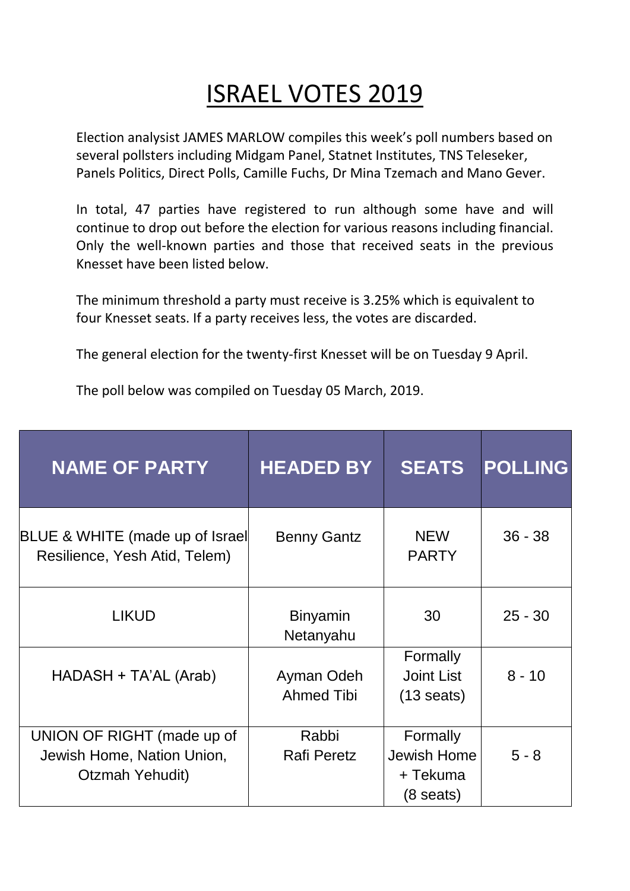# ISRAEL VOTES 2019

Election analysist JAMES MARLOW compiles this week's poll numbers based on several pollsters including Midgam Panel, Statnet Institutes, TNS Teleseker, Panels Politics, Direct Polls, Camille Fuchs, Dr Mina Tzemach and Mano Gever.

In total, 47 parties have registered to run although some have and will continue to drop out before the election for various reasons including financial. Only the well-known parties and those that received seats in the previous Knesset have been listed below.

The minimum threshold a party must receive is 3.25% which is equivalent to four Knesset seats. If a party receives less, the votes are discarded.

The general election for the twenty-first Knesset will be on Tuesday 9 April.

The poll below was compiled on Tuesday 05 March, 2019.

| NAME OF PARTY | HEADED BY | SEATS | POLLING |
|---|---|---|---|
| BLUE & WHITE (made up of Israel Resilience, Yesh Atid, Telem) | Benny Gantz | NEW PARTY | 36 - 38 |
| LIKUD | Binyamin Netanyahu | 30 | 25 - 30 |
| HADASH + TA'AL (Arab) | Ayman Odeh Ahmed Tibi | Formally Joint List (13 seats) | 8 - 10 |
| UNION OF RIGHT (made up of Jewish Home, Nation Union, Otzmah Yehudit) | Rabbi Rafi Peretz | Formally Jewish Home + Tekuma (8 seats) | 5 - 8 |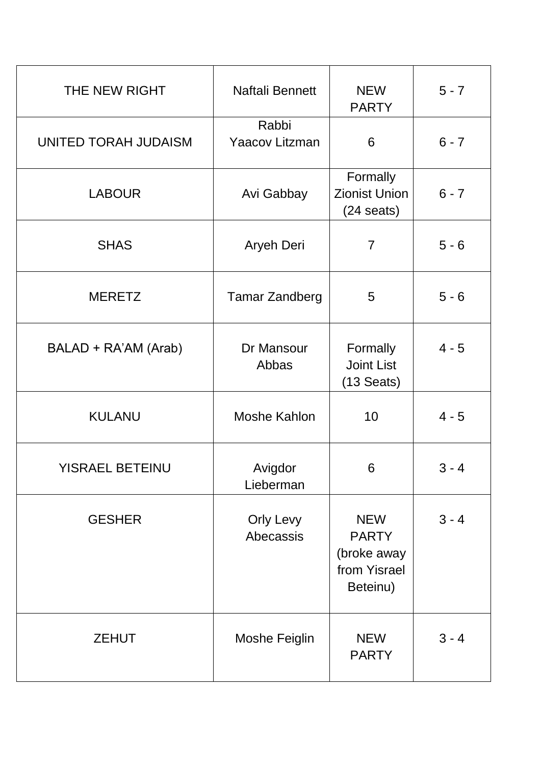| | | | |
|---|---|---|---|
| THE NEW RIGHT | Naftali Bennett | NEW PARTY | 5 - 7 |
| UNITED TORAH JUDAISM | Rabbi Yaacov Litzman | 6 | 6 - 7 |
| LABOUR | Avi Gabbay | Formally Zionist Union (24 seats) | 6 - 7 |
| SHAS | Aryeh Deri | 7 | 5 - 6 |
| MERETZ | Tamar Zandberg | 5 | 5 - 6 |
| BALAD + RA'AM (Arab) | Dr Mansour Abbas | Formally Joint List (13 Seats) | 4 - 5 |
| KULANU | Moshe Kahlon | 10 | 4 - 5 |
| YISRAEL BETEINU | Avigdor Lieberman | 6 | 3 - 4 |
| GESHER | Orly Levy Abecassis | NEW PARTY (broke away from Yisrael Beteinu) | 3 - 4 |
| ZEHUT | Moshe Feiglin | NEW PARTY | 3 - 4 |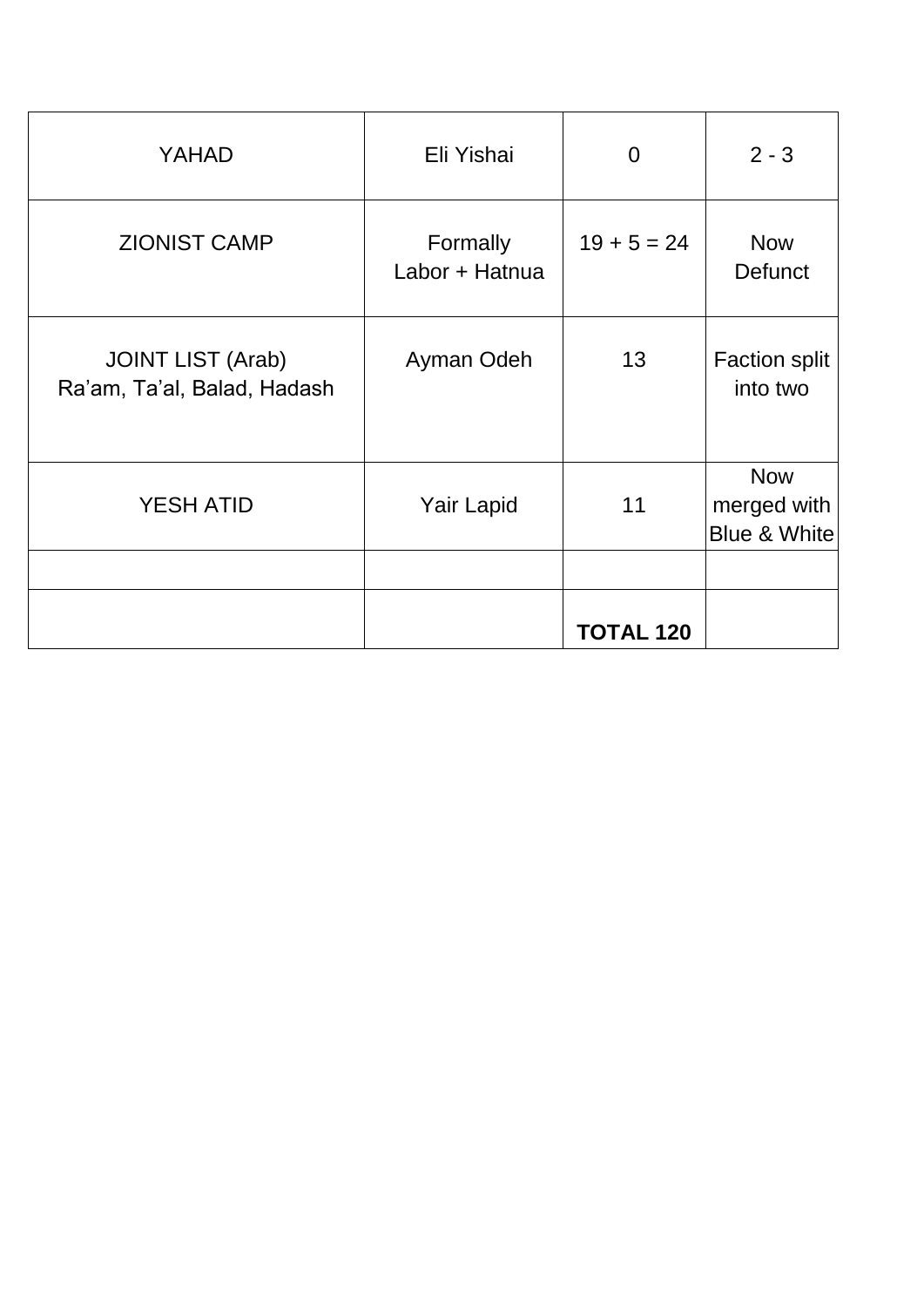| | | | |
|---|---|---|---|
| YAHAD | Eli Yishai | 0 | 2 - 3 |
| ZIONIST CAMP | Formally Labor + Hatnua | 19 + 5 = 24 | Now Defunct |
| JOINT LIST (Arab) Ra'am, Ta'al, Balad, Hadash | Ayman Odeh | 13 | Faction split into two |
| YESH ATID | Yair Lapid | 11 | Now merged with Blue & White |
| | | | |
| | | **TOTAL 120** | |